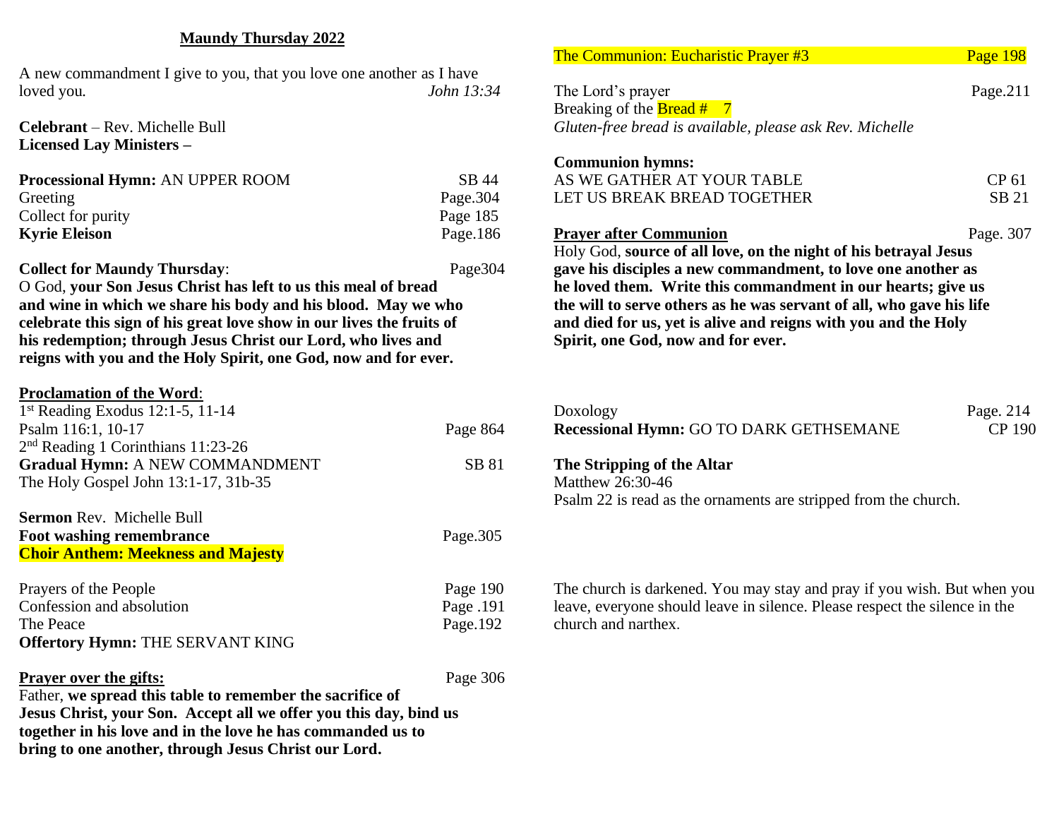## Maundy Thursday 2022

A new commandment I give to you, that you love one another as I have loved you. *John 13:34*

**Celebrant** – Rev. Michelle Bull
**Licensed Lay Ministers –**

**Processional Hymn:** AN UPPER ROOM SB 44
Greeting Page.304
Collect for purity Page 185
**Kyrie Eleison** Page.186

**Collect for Maundy Thursday**: Page304
O God, **your Son Jesus Christ has left to us this meal of bread and wine in which we share his body and his blood. May we who celebrate this sign of his great love show in our lives the fruits of his redemption; through Jesus Christ our Lord, who lives and reigns with you and the Holy Spirit, one God, now and for ever.**

**Proclamation of the Word**:
1st Reading Exodus 12:1-5, 11-14
Psalm 116:1, 10-17 Page 864
2nd Reading 1 Corinthians 11:23-26
**Gradual Hymn:** A NEW COMMANDMENT SB 81
The Holy Gospel John 13:1-17, 31b-35

**Sermon** Rev. Michelle Bull
**Foot washing remembrance** Page.305
**Choir Anthem: Meekness and Majesty**

Prayers of the People Page 190
Confession and absolution Page .191
The Peace Page.192
**Offertory Hymn:** THE SERVANT KING

**Prayer over the gifts:** Page 306
Father, **we spread this table to remember the sacrifice of Jesus Christ, your Son. Accept all we offer you this day, bind us together in his love and in the love he has commanded us to bring to one another, through Jesus Christ our Lord.**

The Communion: Eucharistic Prayer #3 Page 198

The Lord's prayer Page.211
Breaking of the Bread # 7
*Gluten-free bread is available, please ask Rev. Michelle*

**Communion hymns:**
AS WE GATHER AT YOUR TABLE CP 61
LET US BREAK BREAD TOGETHER SB 21

**Prayer after Communion** Page. 307
Holy God, **source of all love, on the night of his betrayal Jesus gave his disciples a new commandment, to love one another as he loved them. Write this commandment in our hearts; give us the will to serve others as he was servant of all, who gave his life and died for us, yet is alive and reigns with you and the Holy Spirit, one God, now and for ever.**

Doxology Page. 214
**Recessional Hymn:** GO TO DARK GETHSEMANE CP 190

**The Stripping of the Altar**
Matthew 26:30-46
Psalm 22 is read as the ornaments are stripped from the church.

The church is darkened. You may stay and pray if you wish. But when you leave, everyone should leave in silence. Please respect the silence in the church and narthex.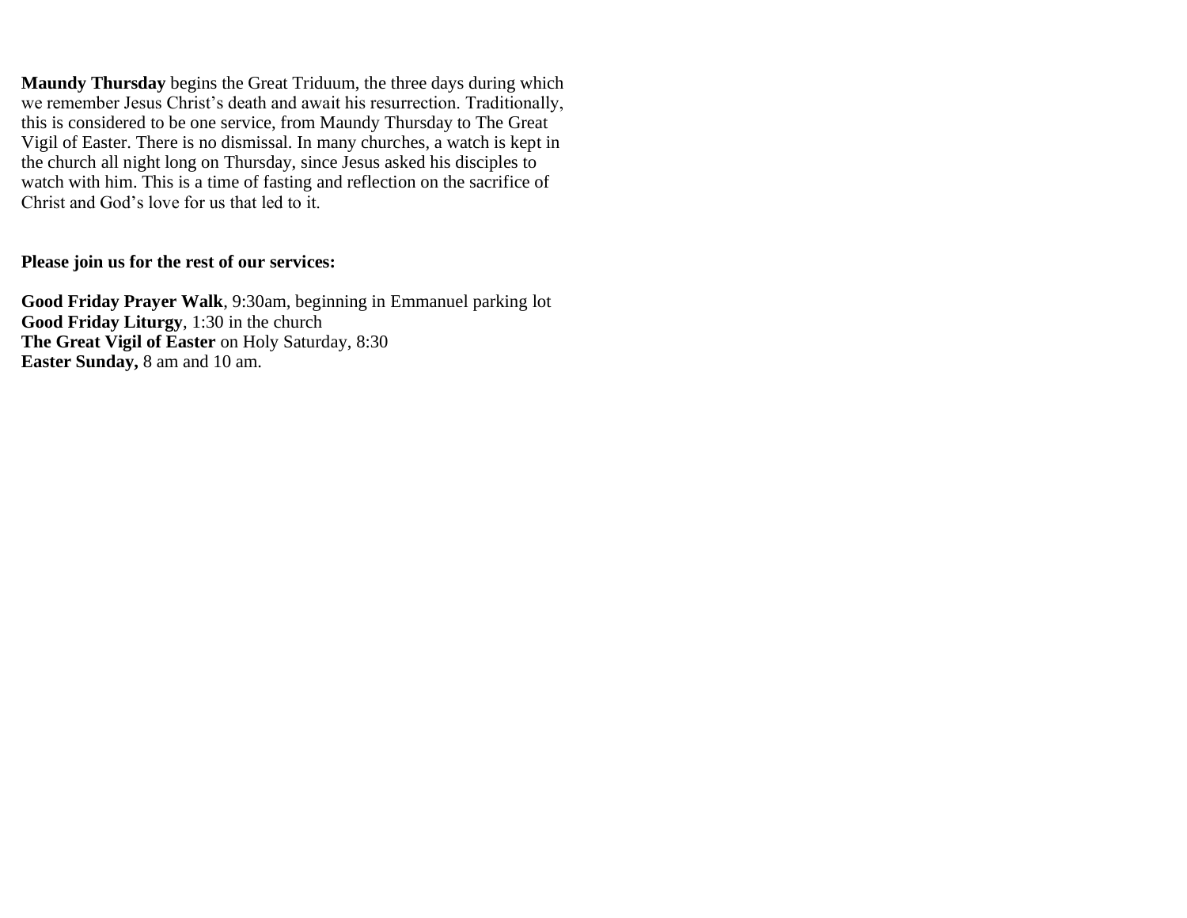**Maundy Thursday** begins the Great Triduum, the three days during which we remember Jesus Christ's death and await his resurrection. Traditionally, this is considered to be one service, from Maundy Thursday to The Great Vigil of Easter. There is no dismissal. In many churches, a watch is kept in the church all night long on Thursday, since Jesus asked his disciples to watch with him. This is a time of fasting and reflection on the sacrifice of Christ and God's love for us that led to it.

**Please join us for the rest of our services:**

**Good Friday Prayer Walk**, 9:30am, beginning in Emmanuel parking lot
**Good Friday Liturgy**, 1:30 in the church
**The Great Vigil of Easter** on Holy Saturday, 8:30
**Easter Sunday,** 8 am and 10 am.